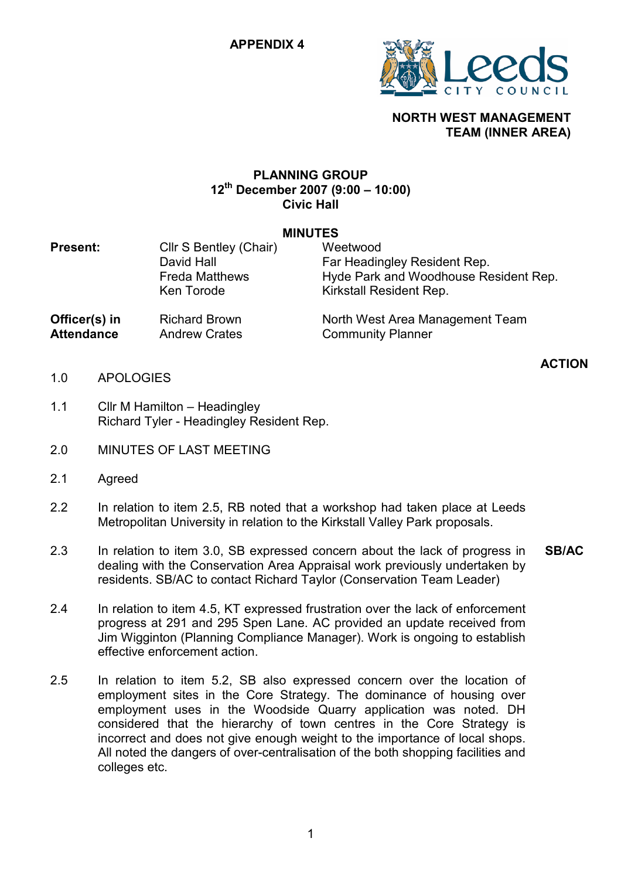**APPENDIX 4**

**NORTH WEST MANAGEMENT TEAM (INNER AREA)**

# PLANNING GROUP
**12th December 2007 (9:00 – 10:00)**
**Civic Hall**

## MINUTES

| | | |
|---|---|---|
| **Present:** | Cllr S Bentley (Chair) | Weetwood |
| | David Hall | Far Headingley Resident Rep. |
| | Freda Matthews | Hyde Park and Woodhouse Resident Rep. |
| | Ken Torode | Kirkstall Resident Rep. |
| **Officer(s) in Attendance** | Richard Brown | North West Area Management Team |
| | Andrew Crates | Community Planner |

| | | **ACTION** |
|---|---|---|
| 1.0 | APOLOGIES | |
| 1.1 | Cllr M Hamilton – Headingley<br>Richard Tyler - Headingley Resident Rep. | |
| 2.0 | MINUTES OF LAST MEETING | |
| 2.1 | Agreed | |
| 2.2 | In relation to item 2.5, RB noted that a workshop had taken place at Leeds Metropolitan University in relation to the Kirkstall Valley Park proposals. | |
| 2.3 | In relation to item 3.0, SB expressed concern about the lack of progress in dealing with the Conservation Area Appraisal work previously undertaken by residents. SB/AC to contact Richard Taylor (Conservation Team Leader) | **SB/AC** |
| 2.4 | In relation to item 4.5, KT expressed frustration over the lack of enforcement progress at 291 and 295 Spen Lane. AC provided an update received from Jim Wigginton (Planning Compliance Manager). Work is ongoing to establish effective enforcement action. | |
| 2.5 | In relation to item 5.2, SB also expressed concern over the location of employment sites in the Core Strategy. The dominance of housing over employment uses in the Woodside Quarry application was noted. DH considered that the hierarchy of town centres in the Core Strategy is incorrect and does not give enough weight to the importance of local shops. All noted the dangers of over-centralisation of the both shopping facilities and colleges etc. | |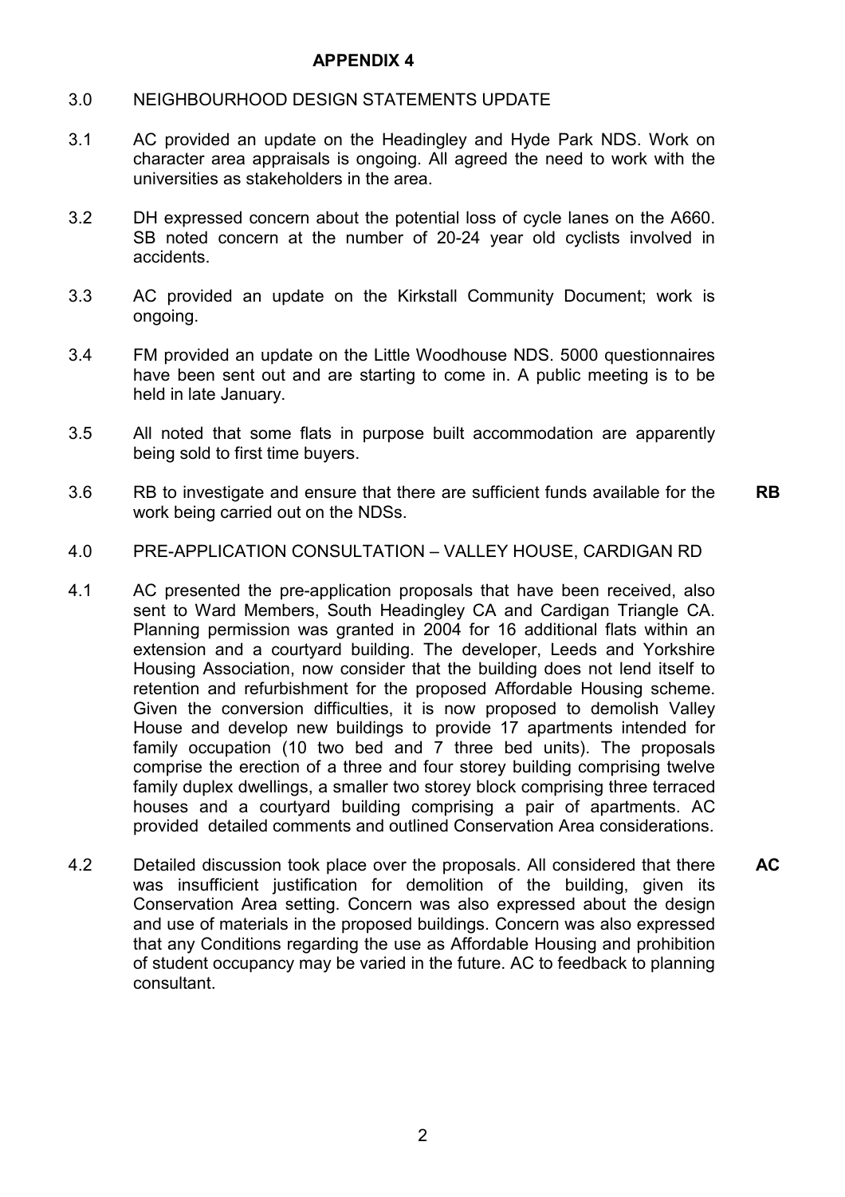**APPENDIX 4**

3.0 NEIGHBOURHOOD DESIGN STATEMENTS UPDATE

3.1 AC provided an update on the Headingley and Hyde Park NDS. Work on character area appraisals is ongoing. All agreed the need to work with the universities as stakeholders in the area.

3.2 DH expressed concern about the potential loss of cycle lanes on the A660. SB noted concern at the number of 20-24 year old cyclists involved in accidents.

3.3 AC provided an update on the Kirkstall Community Document; work is ongoing.

3.4 FM provided an update on the Little Woodhouse NDS. 5000 questionnaires have been sent out and are starting to come in. A public meeting is to be held in late January.

3.5 All noted that some flats in purpose built accommodation are apparently being sold to first time buyers.

3.6 RB to investigate and ensure that there are sufficient funds available for the work being carried out on the NDSs. **RB**

4.0 PRE-APPLICATION CONSULTATION – VALLEY HOUSE, CARDIGAN RD

4.1 AC presented the pre-application proposals that have been received, also sent to Ward Members, South Headingley CA and Cardigan Triangle CA. Planning permission was granted in 2004 for 16 additional flats within an extension and a courtyard building. The developer, Leeds and Yorkshire Housing Association, now consider that the building does not lend itself to retention and refurbishment for the proposed Affordable Housing scheme. Given the conversion difficulties, it is now proposed to demolish Valley House and develop new buildings to provide 17 apartments intended for family occupation (10 two bed and 7 three bed units). The proposals comprise the erection of a three and four storey building comprising twelve family duplex dwellings, a smaller two storey block comprising three terraced houses and a courtyard building comprising a pair of apartments. AC provided detailed comments and outlined Conservation Area considerations.

4.2 Detailed discussion took place over the proposals. All considered that there was insufficient justification for demolition of the building, given its Conservation Area setting. Concern was also expressed about the design and use of materials in the proposed buildings. Concern was also expressed that any Conditions regarding the use as Affordable Housing and prohibition of student occupancy may be varied in the future. AC to feedback to planning consultant. **AC**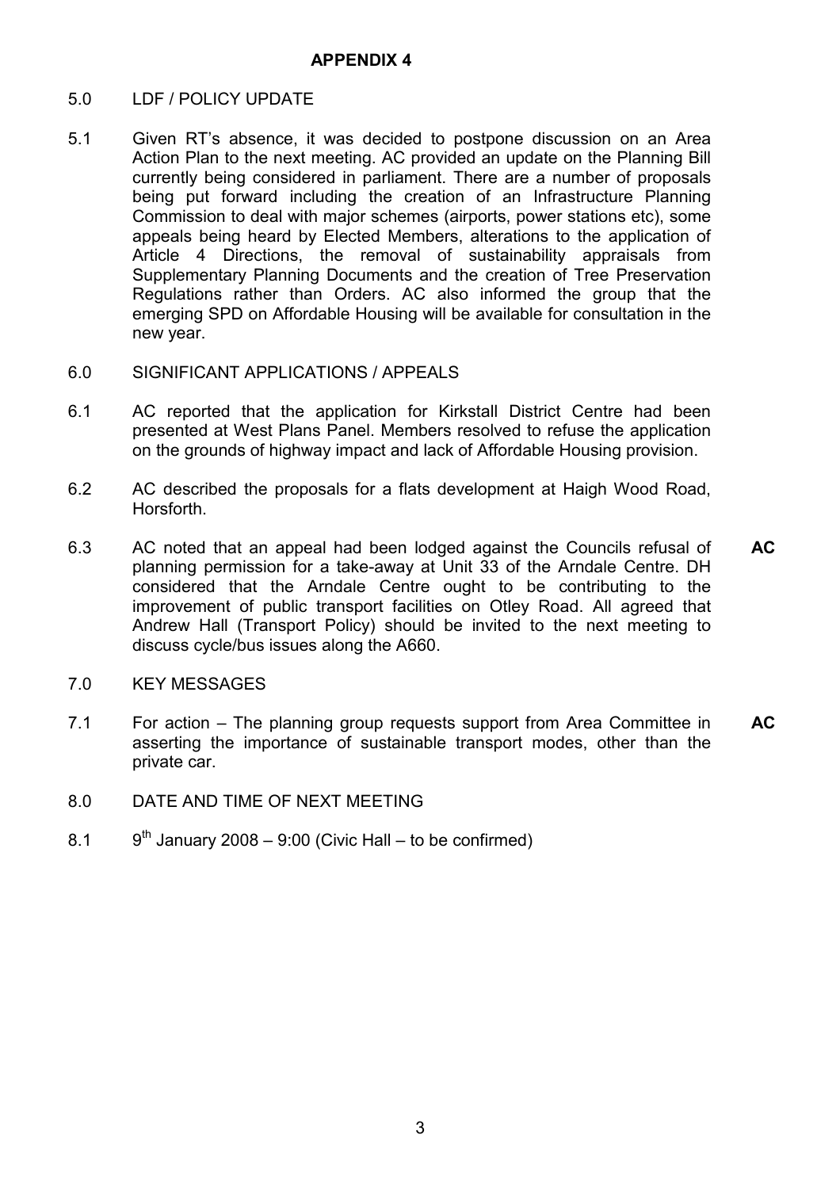**APPENDIX 4**

5.0 LDF / POLICY UPDATE

5.1 Given RT's absence, it was decided to postpone discussion on an Area Action Plan to the next meeting. AC provided an update on the Planning Bill currently being considered in parliament. There are a number of proposals being put forward including the creation of an Infrastructure Planning Commission to deal with major schemes (airports, power stations etc), some appeals being heard by Elected Members, alterations to the application of Article 4 Directions, the removal of sustainability appraisals from Supplementary Planning Documents and the creation of Tree Preservation Regulations rather than Orders. AC also informed the group that the emerging SPD on Affordable Housing will be available for consultation in the new year.

6.0 SIGNIFICANT APPLICATIONS / APPEALS

6.1 AC reported that the application for Kirkstall District Centre had been presented at West Plans Panel. Members resolved to refuse the application on the grounds of highway impact and lack of Affordable Housing provision.

6.2 AC described the proposals for a flats development at Haigh Wood Road, Horsforth.

6.3 AC noted that an appeal had been lodged against the Councils refusal of planning permission for a take-away at Unit 33 of the Arndale Centre. DH considered that the Arndale Centre ought to be contributing to the improvement of public transport facilities on Otley Road. All agreed that Andrew Hall (Transport Policy) should be invited to the next meeting to discuss cycle/bus issues along the A660. **AC**

7.0 KEY MESSAGES

7.1 For action – The planning group requests support from Area Committee in asserting the importance of sustainable transport modes, other than the private car. **AC**

8.0 DATE AND TIME OF NEXT MEETING

8.1 9th January 2008 – 9:00 (Civic Hall – to be confirmed)